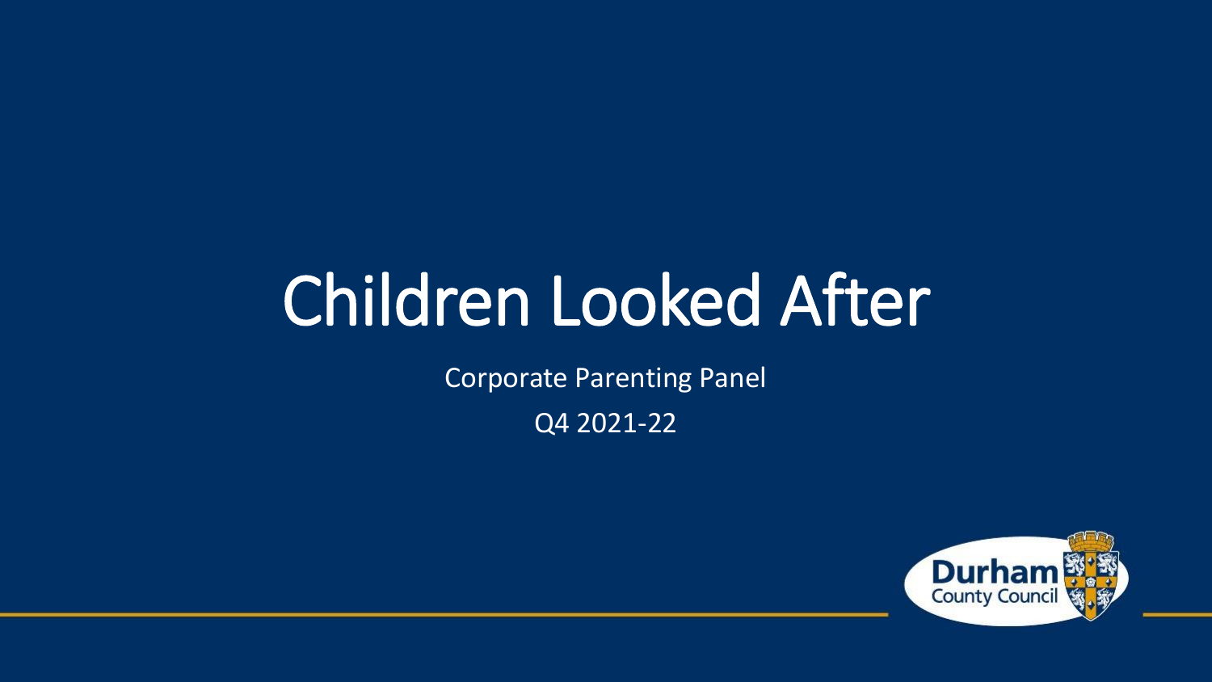# Children Looked After

Corporate Parenting Panel

Q4 2021-22

Durham County Council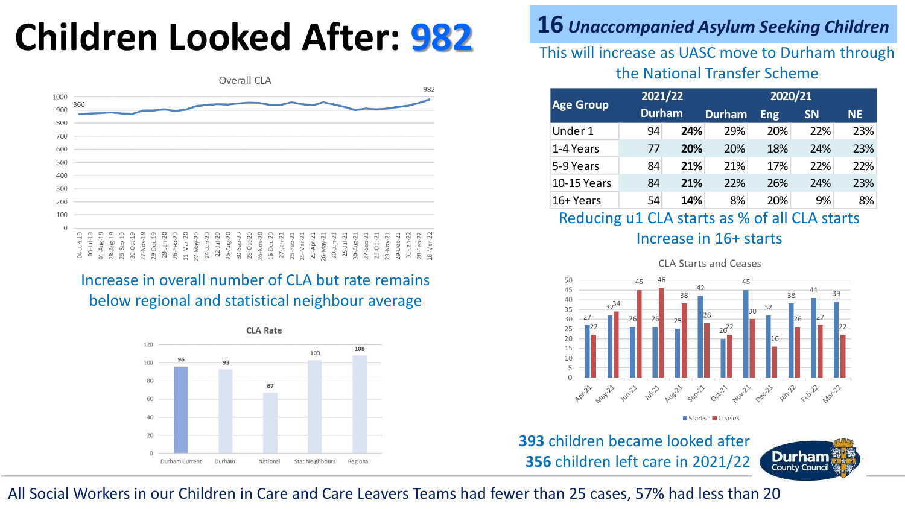# Children Looked After: 982

**Overall CLA**

Increase in overall number of CLA but rate remains below regional and statistical neighbour average

**CLA Rate**

| Durham Current | Durham | National | Stat Neighbours | Regional |
|---|---|---|---|---|
| 96 | 93 | 67 | 103 | 108 |

## 16 *Unaccompanied Asylum Seeking Children*

This will increase as UASC move to Durham through the National Transfer Scheme

| Age Group | 2021/22 | | 2020/21 | | | |
|---|---|---|---|---|---|---|
| | Durham | | Durham | Eng | SN | NE |
| Under 1 | 94 | **24%** | 29% | 20% | 22% | 23% |
| 1-4 Years | 77 | **20%** | 20% | 18% | 24% | 23% |
| 5-9 Years | 84 | **21%** | 21% | 17% | 22% | 22% |
| 10-15 Years | 84 | **21%** | 22% | 26% | 24% | 23% |
| 16+ Years | 54 | **14%** | 8% | 20% | 9% | 8% |

Reducing u1 CLA starts as % of all CLA starts

Increase in 16+ starts

**CLA Starts and Ceases**

| | Apr-21 | May-21 | Jun-21 | Jul-21 | Aug-21 | Sep-21 | Oct-21 | Nov-21 | Dec-21 | Jan-22 | Feb-22 | Mar-22 |
|---|---|---|---|---|---|---|---|---|---|---|---|---|
| Starts | 27 | 32 | 26 | 26 | 25 | 42 | 20 | 45 | 32 | 38 | 41 | 39 |
| Ceases | 22 | 34 | 45 | 46 | 38 | 28 | 22 | 30 | 16 | 26 | 27 | 22 |

**393** children became looked after

**356** children left care in 2021/22

All Social Workers in our Children in Care and Care Leavers Teams had fewer than 25 cases, 57% had less than 20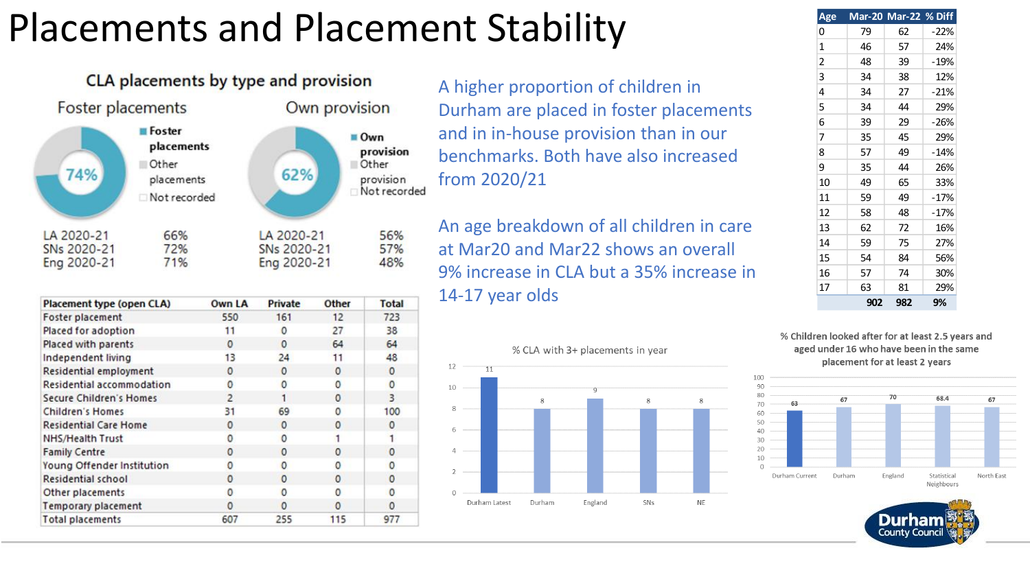# Placements and Placement Stability

## CLA placements by type and provision

### Foster placements

- Foster placements
- Other placements
- Not recorded

74%

| | |
|---|---|
| LA 2020-21 | 66% |
| SNs 2020-21 | 72% |
| Eng 2020-21 | 71% |

### Own provision

- Own provision
- Other provision
- Not recorded

62%

| | |
|---|---|
| LA 2020-21 | 56% |
| SNs 2020-21 | 57% |
| Eng 2020-21 | 48% |

| Placement type (open CLA) | Own LA | Private | Other | Total |
|---|---|---|---|---|
| Foster placement | 550 | 161 | 12 | 723 |
| Placed for adoption | 11 | 0 | 27 | 38 |
| Placed with parents | 0 | 0 | 64 | 64 |
| Independent living | 13 | 24 | 11 | 48 |
| Residential employment | 0 | 0 | 0 | 0 |
| Residential accommodation | 0 | 0 | 0 | 0 |
| Secure Children's Homes | 2 | 1 | 0 | 3 |
| Children's Homes | 31 | 69 | 0 | 100 |
| Residential Care Home | 0 | 0 | 0 | 0 |
| NHS/Health Trust | 0 | 0 | 1 | 1 |
| Family Centre | 0 | 0 | 0 | 0 |
| Young Offender Institution | 0 | 0 | 0 | 0 |
| Residential school | 0 | 0 | 0 | 0 |
| Other placements | 0 | 0 | 0 | 0 |
| Temporary placement | 0 | 0 | 0 | 0 |
| Total placements | 607 | 255 | 115 | 977 |

A higher proportion of children in Durham are placed in foster placements and in in-house provision than in our benchmarks. Both have also increased from 2020/21

An age breakdown of all children in care at Mar20 and Mar22 shows an overall 9% increase in CLA but a 35% increase in 14-17 year olds

| Age | Mar-20 | Mar-22 | % Diff |
|---|---|---|---|
| 0 | 79 | 62 | -22% |
| 1 | 46 | 57 | 24% |
| 2 | 48 | 39 | -19% |
| 3 | 34 | 38 | 12% |
| 4 | 34 | 27 | -21% |
| 5 | 34 | 44 | 29% |
| 6 | 39 | 29 | -26% |
| 7 | 35 | 45 | 29% |
| 8 | 57 | 49 | -14% |
| 9 | 35 | 44 | 26% |
| 10 | 49 | 65 | 33% |
| 11 | 59 | 49 | -17% |
| 12 | 58 | 48 | -17% |
| 13 | 62 | 72 | 16% |
| 14 | 59 | 75 | 27% |
| 15 | 54 | 84 | 56% |
| 16 | 57 | 74 | 30% |
| 17 | 63 | 81 | 29% |
| | 902 | 982 | 9% |

### % CLA with 3+ placements in year

| Durham Latest | Durham | England | SNs | NE |
|---|---|---|---|---|
| 11 | 8 | 9 | 8 | 8 |

### % Children looked after for at least 2.5 years and aged under 16 who have been in the same placement for at least 2 years

| Durham Current | Durham | England | Statistical Neighbours | North East |
|---|---|---|---|---|
| 63 | 67 | 70 | 68.4 | 67 |

Durham County Council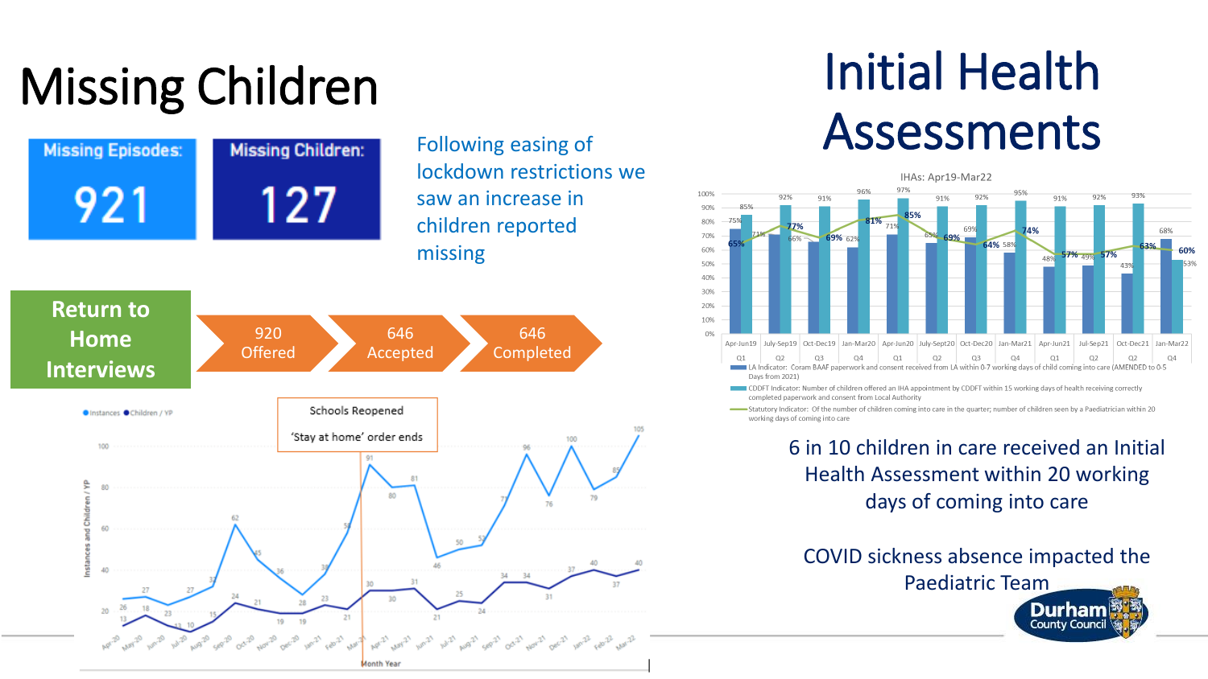# Missing Children

**Missing Episodes:** 921

**Missing Children:** 127

Following easing of lockdown restrictions we saw an increase in children reported missing

**Return to Home Interviews**

920 Offered → 646 Accepted → 646 Completed

Schools Reopened

'Stay at home' order ends

| Month Year | Apr-20 | May-20 | Jun-20 | Jul-20 | Aug-20 | Sep-20 | Oct-20 | Nov-20 | Dec-20 | Jan-21 | Feb-21 | Mar-21 | Apr-21 | May-21 | Jun-21 | Jul-21 | Aug-21 | Sep-21 | Oct-21 | Nov-21 | Dec-21 | Jan-22 | Feb-22 | Mar-22 |
|---|---|---|---|---|---|---|---|---|---|---|---|---|---|---|---|---|---|---|---|---|---|---|---|---|
| Instances | 26 | 27 | 23 | 27 | 32 | 62 | 45 | 36 | 28 | 38 | 58 | 91 | 80 | 81 | 46 | 50 | 52 | 71 | 96 | 76 | 100 | 79 | 85 | 105 |
| Children / YP | 13 | 18 | 13 | 10 | 15 | 24 | 21 | 19 | 19 | 23 | 21 | 30 | 30 | 31 | 21 | 25 | 24 | 34 | 34 | 31 | 37 | 40 | 37 | 40 |

# Initial Health Assessments

IHAs: Apr19-Mar22

| | Apr-Jun19 Q1 | July-Sep19 Q2 | Oct-Dec19 Q3 | Jan-Mar20 Q4 | Apr-Jun20 Q1 | July-Sept20 Q2 | Oct-Dec20 Q3 | Jan-Mar21 Q4 | Apr-Jun21 Q1 | Jul-Sep21 Q2 | Oct-Dec21 Q2 | Jan-Mar22 Q4 |
|---|---|---|---|---|---|---|---|---|---|---|---|---|
| LA Indicator: Coram BAAF paperwork and consent received from LA within 0-7 working days of child coming into care (AMENDED to 0-5 Days from 2021) | 75% | 71% | 66% | 62% | 71% | 65% | 69% | 58% | 48% | 49% | 43% | 68% |
| CDDFT Indicator: Number of children offered an IHA appointment by CDDFT within 15 working days of health receiving correctly completed paperwork and consent from Local Authority | 85% | 92% | 91% | 96% | 97% | 91% | 92% | 95% | 91% | 92% | 93% | 53% |
| Statutory Indicator: Of the number of children coming into care in the quarter; number of children seen by a Paediatrician within 20 working days of coming into care | 65% | 77% | 69% | 81% | 85% | 69% | 64% | 74% | 57% | 57% | 63% | 60% |

6 in 10 children in care received an Initial Health Assessment within 20 working days of coming into care

COVID sickness absence impacted the Paediatric Team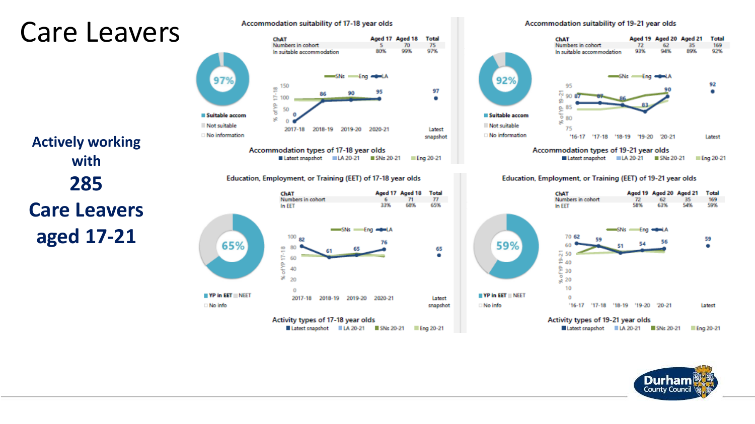# Care Leavers

**Actively working with 285 Care Leavers aged 17-21**

## Accommodation suitability of 17-18 year olds

| ChAT | Aged 17 | Aged 18 | Total |
|---|---|---|---|
| Numbers in cohort | 5 | 70 | 75 |
| In suitable accommodation | 80% | 99% | 97% |

97%

Suitable accom
Not suitable
No information

SNs Eng LA

% of YP 17-18
150
100
50
0

0
86
90
95
97

2017-18
2018-19
2019-20
2020-21
Latest snapshot

Accommodation types of 17-18 year olds
Latest snapshot LA 20-21 SNs 20-21 Eng 20-21

## Accommodation suitability of 19-21 year olds

| ChAT | Aged 19 | Aged 20 | Aged 21 | Total |
|---|---|---|---|---|
| Numbers in cohort | 72 | 62 | 35 | 169 |
| In suitable accommodation | 93% | 94% | 89% | 92% |

92%

Suitable accom
Not suitable
No information

SNs Eng LA

% of YP 19-21
95
90
85
80
75

87
87
86
83
90
92

'16-17
'17-18
'18-19
'19-20
'20-21
Latest

Accommodation types of 19-21 year olds
Latest snapshot LA 20-21 SNs 20-21 Eng 20-21

## Education, Employment, or Training (EET) of 17-18 year olds

| ChAT | Aged 17 | Aged 18 | Total |
|---|---|---|---|
| Numbers in cohort | 6 | 71 | 77 |
| In EET | 33% | 68% | 65% |

65%

YP in EET NEET
No info

SNs Eng LA

% of YP 17-18
100
80
60
40
20
0

82
61
65
76
65

2017-18
2018-19
2019-20
2020-21
Latest snapshot

Activity types of 17-18 year olds
Latest snapshot LA 20-21 SNs 20-21 Eng 20-21

## Education, Employment, or Training (EET) of 19-21 year olds

| ChAT | Aged 19 | Aged 20 | Aged 21 | Total |
|---|---|---|---|---|
| Numbers in cohort | 72 | 62 | 35 | 169 |
| In EET | 58% | 63% | 54% | 59% |

59%

YP in EET NEET
No info

SNs Eng LA

% of YP 19-21
70
60
50
40
30
20
10
0

62
59
51
54
56
59

'16-17
'17-18
'18-19
'19-20
'20-21
Latest

Activity types of 19-21 year olds
Latest snapshot LA 20-21 SNs 20-21 Eng 20-21

Durham County Council